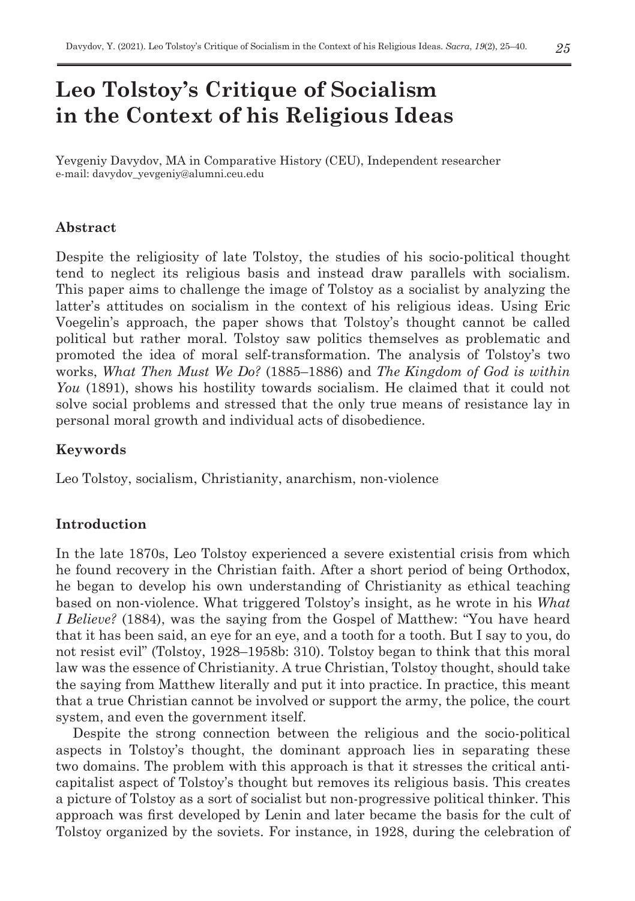# Leo Tolstoy's Critique of Socialism in the Context of his Religious Ideas

Yevgeniy Davydov, MA in Comparative History (CEU), Independent researcher
e-mail: davydov_yevgeniy@alumni.ceu.edu

### Abstract

Despite the religiosity of late Tolstoy, the studies of his socio-political thought tend to neglect its religious basis and instead draw parallels with socialism. This paper aims to challenge the image of Tolstoy as a socialist by analyzing the latter's attitudes on socialism in the context of his religious ideas. Using Eric Voegelin's approach, the paper shows that Tolstoy's thought cannot be called political but rather moral. Tolstoy saw politics themselves as problematic and promoted the idea of moral self-transformation. The analysis of Tolstoy's two works, *What Then Must We Do?* (1885–1886) and *The Kingdom of God is within You* (1891), shows his hostility towards socialism. He claimed that it could not solve social problems and stressed that the only true means of resistance lay in personal moral growth and individual acts of disobedience.

### Keywords

Leo Tolstoy, socialism, Christianity, anarchism, non-violence

### Introduction

In the late 1870s, Leo Tolstoy experienced a severe existential crisis from which he found recovery in the Christian faith. After a short period of being Orthodox, he began to develop his own understanding of Christianity as ethical teaching based on non-violence. What triggered Tolstoy's insight, as he wrote in his *What I Believe?* (1884), was the saying from the Gospel of Matthew: "You have heard that it has been said, an eye for an eye, and a tooth for a tooth. But I say to you, do not resist evil" (Tolstoy, 1928–1958b: 310). Tolstoy began to think that this moral law was the essence of Christianity. A true Christian, Tolstoy thought, should take the saying from Matthew literally and put it into practice. In practice, this meant that a true Christian cannot be involved or support the army, the police, the court system, and even the government itself.

Despite the strong connection between the religious and the socio-political aspects in Tolstoy's thought, the dominant approach lies in separating these two domains. The problem with this approach is that it stresses the critical anti-capitalist aspect of Tolstoy's thought but removes its religious basis. This creates a picture of Tolstoy as a sort of socialist but non-progressive political thinker. This approach was first developed by Lenin and later became the basis for the cult of Tolstoy organized by the soviets. For instance, in 1928, during the celebration of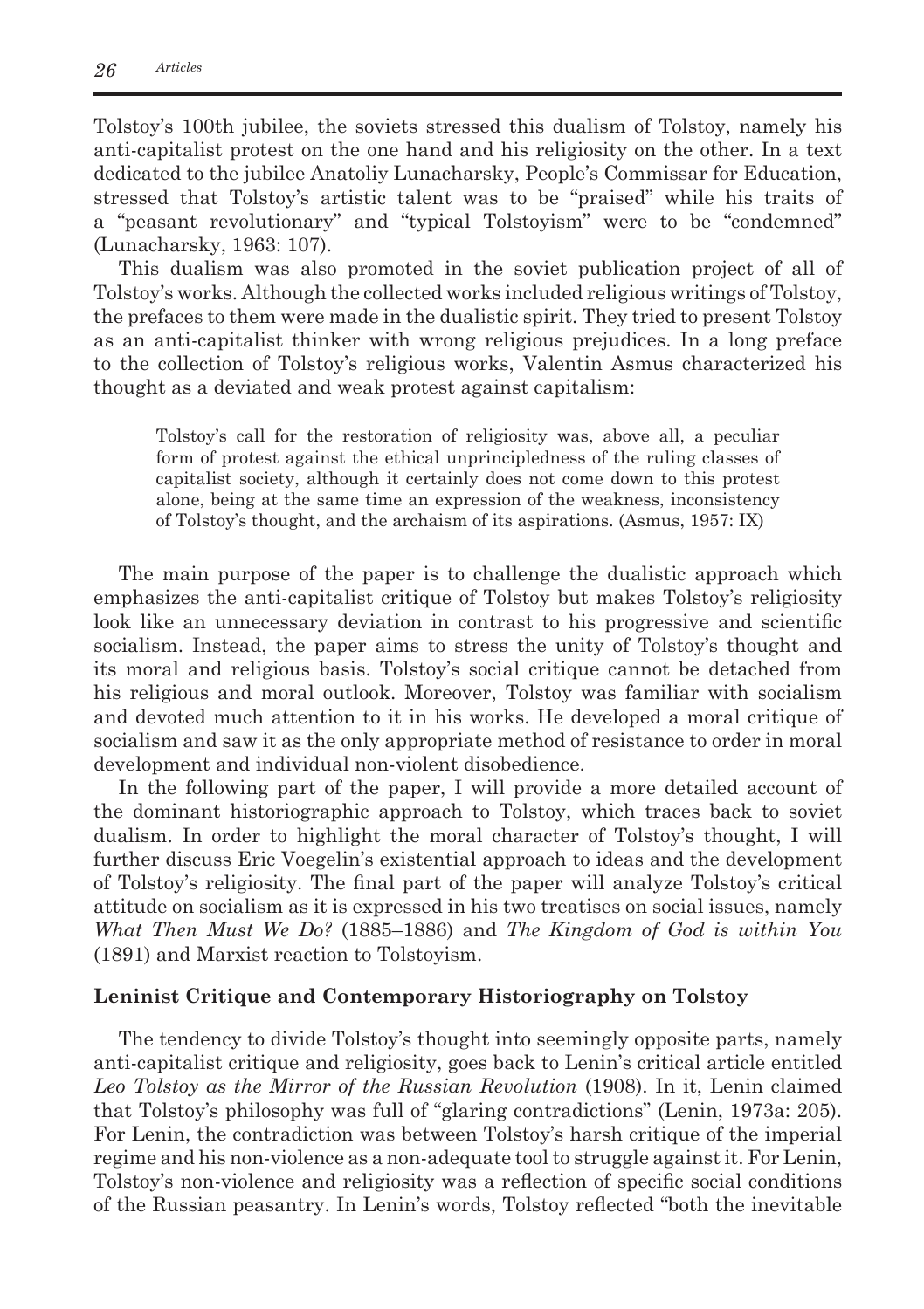Tolstoy's 100th jubilee, the soviets stressed this dualism of Tolstoy, namely his anti-capitalist protest on the one hand and his religiosity on the other. In a text dedicated to the jubilee Anatoliy Lunacharsky, People's Commissar for Education, stressed that Tolstoy's artistic talent was to be "praised" while his traits of a "peasant revolutionary" and "typical Tolstoyism" were to be "condemned" (Lunacharsky, 1963: 107).

This dualism was also promoted in the soviet publication project of all of Tolstoy's works. Although the collected works included religious writings of Tolstoy, the prefaces to them were made in the dualistic spirit. They tried to present Tolstoy as an anti-capitalist thinker with wrong religious prejudices. In a long preface to the collection of Tolstoy's religious works, Valentin Asmus characterized his thought as a deviated and weak protest against capitalism:

> Tolstoy's call for the restoration of religiosity was, above all, a peculiar form of protest against the ethical unprincipledness of the ruling classes of capitalist society, although it certainly does not come down to this protest alone, being at the same time an expression of the weakness, inconsistency of Tolstoy's thought, and the archaism of its aspirations. (Asmus, 1957: IX)

The main purpose of the paper is to challenge the dualistic approach which emphasizes the anti-capitalist critique of Tolstoy but makes Tolstoy's religiosity look like an unnecessary deviation in contrast to his progressive and scientific socialism. Instead, the paper aims to stress the unity of Tolstoy's thought and its moral and religious basis. Tolstoy's social critique cannot be detached from his religious and moral outlook. Moreover, Tolstoy was familiar with socialism and devoted much attention to it in his works. He developed a moral critique of socialism and saw it as the only appropriate method of resistance to order in moral development and individual non-violent disobedience.

In the following part of the paper, I will provide a more detailed account of the dominant historiographic approach to Tolstoy, which traces back to soviet dualism. In order to highlight the moral character of Tolstoy's thought, I will further discuss Eric Voegelin's existential approach to ideas and the development of Tolstoy's religiosity. The final part of the paper will analyze Tolstoy's critical attitude on socialism as it is expressed in his two treatises on social issues, namely *What Then Must We Do?* (1885–1886) and *The Kingdom of God is within You* (1891) and Marxist reaction to Tolstoyism.

## Leninist Critique and Contemporary Historiography on Tolstoy

The tendency to divide Tolstoy's thought into seemingly opposite parts, namely anti-capitalist critique and religiosity, goes back to Lenin's critical article entitled *Leo Tolstoy as the Mirror of the Russian Revolution* (1908). In it, Lenin claimed that Tolstoy's philosophy was full of "glaring contradictions" (Lenin, 1973a: 205). For Lenin, the contradiction was between Tolstoy's harsh critique of the imperial regime and his non-violence as a non-adequate tool to struggle against it. For Lenin, Tolstoy's non-violence and religiosity was a reflection of specific social conditions of the Russian peasantry. In Lenin's words, Tolstoy reflected "both the inevitable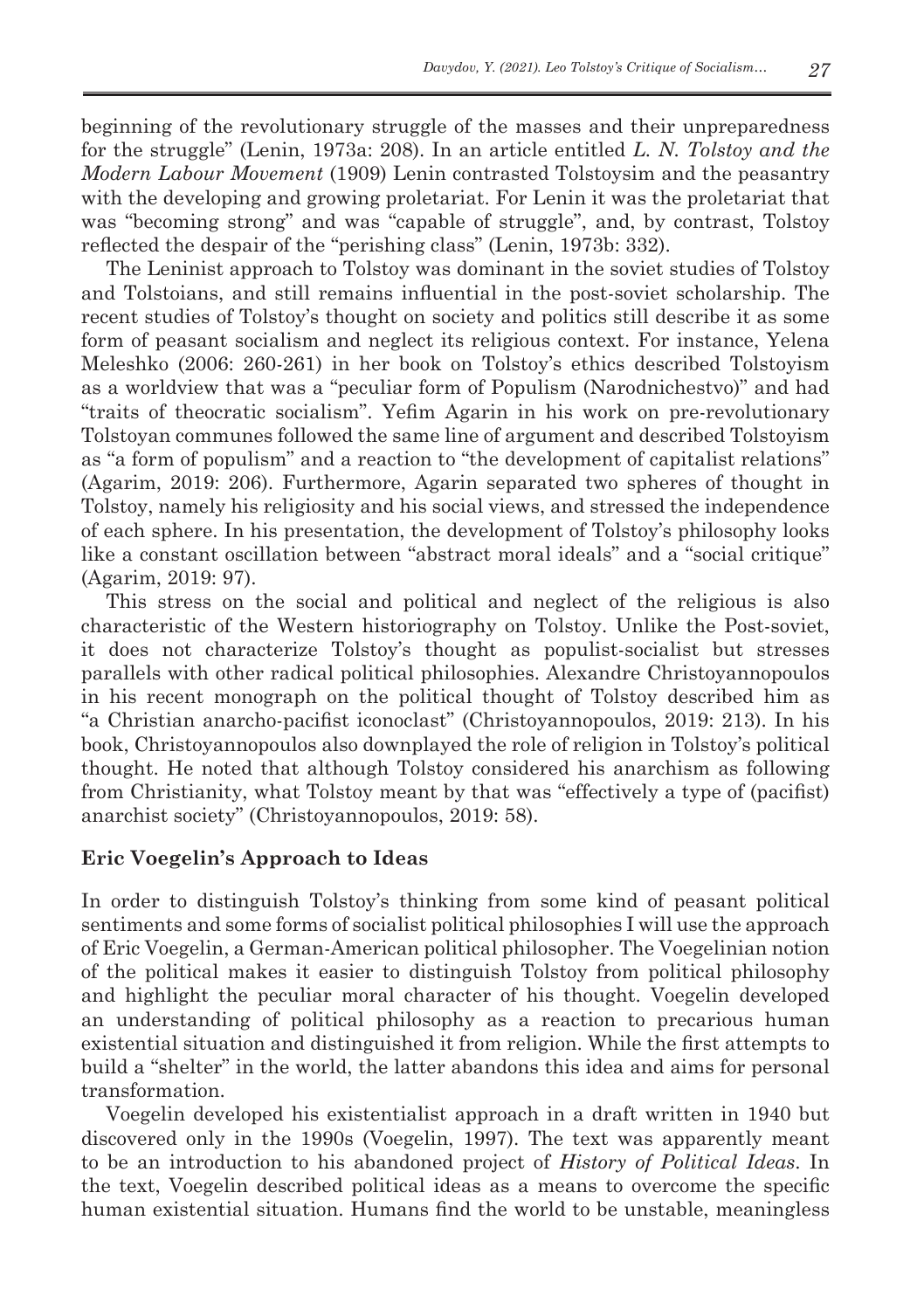beginning of the revolutionary struggle of the masses and their unpreparedness for the struggle" (Lenin, 1973a: 208). In an article entitled *L. N. Tolstoy and the Modern Labour Movement* (1909) Lenin contrasted Tolstoysim and the peasantry with the developing and growing proletariat. For Lenin it was the proletariat that was "becoming strong" and was "capable of struggle", and, by contrast, Tolstoy reflected the despair of the "perishing class" (Lenin, 1973b: 332).

The Leninist approach to Tolstoy was dominant in the soviet studies of Tolstoy and Tolstoians, and still remains influential in the post-soviet scholarship. The recent studies of Tolstoy's thought on society and politics still describe it as some form of peasant socialism and neglect its religious context. For instance, Yelena Meleshko (2006: 260-261) in her book on Tolstoy's ethics described Tolstoyism as a worldview that was a "peculiar form of Populism (Narodnichestvo)" and had "traits of theocratic socialism". Yefim Agarin in his work on pre-revolutionary Tolstoyan communes followed the same line of argument and described Tolstoyism as "a form of populism" and a reaction to "the development of capitalist relations" (Agarim, 2019: 206). Furthermore, Agarin separated two spheres of thought in Tolstoy, namely his religiosity and his social views, and stressed the independence of each sphere. In his presentation, the development of Tolstoy's philosophy looks like a constant oscillation between "abstract moral ideals" and a "social critique" (Agarim, 2019: 97).

This stress on the social and political and neglect of the religious is also characteristic of the Western historiography on Tolstoy. Unlike the Post-soviet, it does not characterize Tolstoy's thought as populist-socialist but stresses parallels with other radical political philosophies. Alexandre Christoyannopoulos in his recent monograph on the political thought of Tolstoy described him as "a Christian anarcho-pacifist iconoclast" (Christoyannopoulos, 2019: 213). In his book, Christoyannopoulos also downplayed the role of religion in Tolstoy's political thought. He noted that although Tolstoy considered his anarchism as following from Christianity, what Tolstoy meant by that was "effectively a type of (pacifist) anarchist society" (Christoyannopoulos, 2019: 58).

## Eric Voegelin's Approach to Ideas

In order to distinguish Tolstoy's thinking from some kind of peasant political sentiments and some forms of socialist political philosophies I will use the approach of Eric Voegelin, a German-American political philosopher. The Voegelinian notion of the political makes it easier to distinguish Tolstoy from political philosophy and highlight the peculiar moral character of his thought. Voegelin developed an understanding of political philosophy as a reaction to precarious human existential situation and distinguished it from religion. While the first attempts to build a "shelter" in the world, the latter abandons this idea and aims for personal transformation.

Voegelin developed his existentialist approach in a draft written in 1940 but discovered only in the 1990s (Voegelin, 1997). The text was apparently meant to be an introduction to his abandoned project of *History of Political Ideas*. In the text, Voegelin described political ideas as a means to overcome the specific human existential situation. Humans find the world to be unstable, meaningless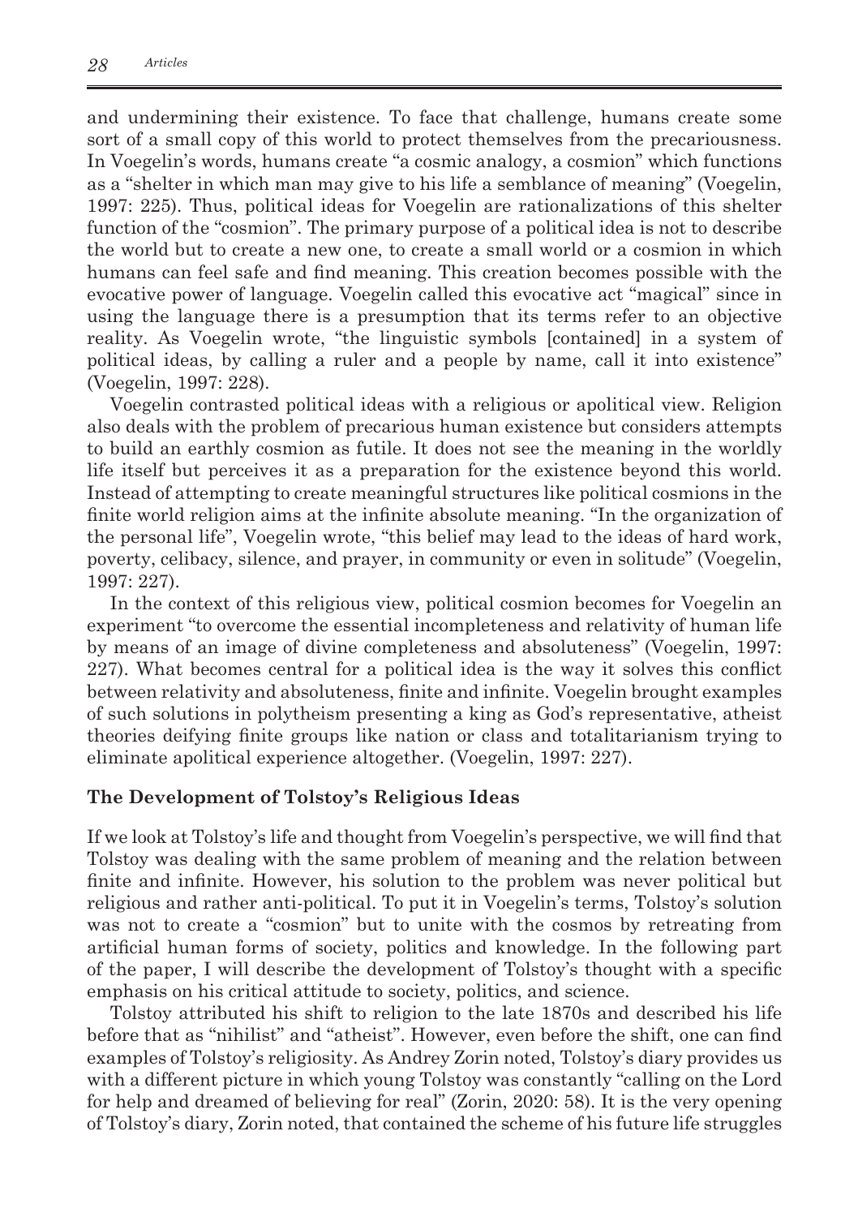and undermining their existence. To face that challenge, humans create some sort of a small copy of this world to protect themselves from the precariousness. In Voegelin's words, humans create "a cosmic analogy, a cosmion" which functions as a "shelter in which man may give to his life a semblance of meaning" (Voegelin, 1997: 225). Thus, political ideas for Voegelin are rationalizations of this shelter function of the "cosmion". The primary purpose of a political idea is not to describe the world but to create a new one, to create a small world or a cosmion in which humans can feel safe and find meaning. This creation becomes possible with the evocative power of language. Voegelin called this evocative act "magical" since in using the language there is a presumption that its terms refer to an objective reality. As Voegelin wrote, "the linguistic symbols [contained] in a system of political ideas, by calling a ruler and a people by name, call it into existence" (Voegelin, 1997: 228).

Voegelin contrasted political ideas with a religious or apolitical view. Religion also deals with the problem of precarious human existence but considers attempts to build an earthly cosmion as futile. It does not see the meaning in the worldly life itself but perceives it as a preparation for the existence beyond this world. Instead of attempting to create meaningful structures like political cosmions in the finite world religion aims at the infinite absolute meaning. "In the organization of the personal life", Voegelin wrote, "this belief may lead to the ideas of hard work, poverty, celibacy, silence, and prayer, in community or even in solitude" (Voegelin, 1997: 227).

In the context of this religious view, political cosmion becomes for Voegelin an experiment "to overcome the essential incompleteness and relativity of human life by means of an image of divine completeness and absoluteness" (Voegelin, 1997: 227). What becomes central for a political idea is the way it solves this conflict between relativity and absoluteness, finite and infinite. Voegelin brought examples of such solutions in polytheism presenting a king as God's representative, atheist theories deifying finite groups like nation or class and totalitarianism trying to eliminate apolitical experience altogether. (Voegelin, 1997: 227).

## The Development of Tolstoy's Religious Ideas

If we look at Tolstoy's life and thought from Voegelin's perspective, we will find that Tolstoy was dealing with the same problem of meaning and the relation between finite and infinite. However, his solution to the problem was never political but religious and rather anti-political. To put it in Voegelin's terms, Tolstoy's solution was not to create a "cosmion" but to unite with the cosmos by retreating from artificial human forms of society, politics and knowledge. In the following part of the paper, I will describe the development of Tolstoy's thought with a specific emphasis on his critical attitude to society, politics, and science.

Tolstoy attributed his shift to religion to the late 1870s and described his life before that as "nihilist" and "atheist". However, even before the shift, one can find examples of Tolstoy's religiosity. As Andrey Zorin noted, Tolstoy's diary provides us with a different picture in which young Tolstoy was constantly "calling on the Lord for help and dreamed of believing for real" (Zorin, 2020: 58). It is the very opening of Tolstoy's diary, Zorin noted, that contained the scheme of his future life struggles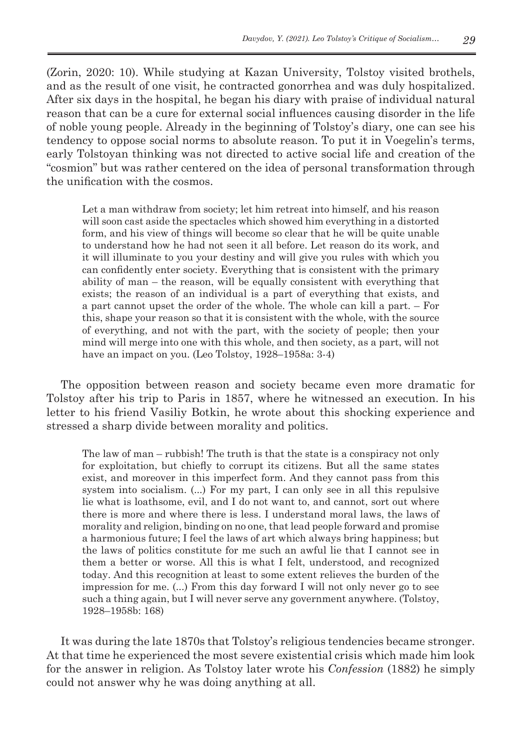(Zorin, 2020: 10). While studying at Kazan University, Tolstoy visited brothels, and as the result of one visit, he contracted gonorrhea and was duly hospitalized. After six days in the hospital, he began his diary with praise of individual natural reason that can be a cure for external social influences causing disorder in the life of noble young people. Already in the beginning of Tolstoy's diary, one can see his tendency to oppose social norms to absolute reason. To put it in Voegelin's terms, early Tolstoyan thinking was not directed to active social life and creation of the "cosmion" but was rather centered on the idea of personal transformation through the unification with the cosmos.

> Let a man withdraw from society; let him retreat into himself, and his reason will soon cast aside the spectacles which showed him everything in a distorted form, and his view of things will become so clear that he will be quite unable to understand how he had not seen it all before. Let reason do its work, and it will illuminate to you your destiny and will give you rules with which you can confidently enter society. Everything that is consistent with the primary ability of man – the reason, will be equally consistent with everything that exists; the reason of an individual is a part of everything that exists, and a part cannot upset the order of the whole. The whole can kill a part. – For this, shape your reason so that it is consistent with the whole, with the source of everything, and not with the part, with the society of people; then your mind will merge into one with this whole, and then society, as a part, will not have an impact on you. (Leo Tolstoy, 1928–1958a: 3-4)

The opposition between reason and society became even more dramatic for Tolstoy after his trip to Paris in 1857, where he witnessed an execution. In his letter to his friend Vasiliy Botkin, he wrote about this shocking experience and stressed a sharp divide between morality and politics.

> The law of man – rubbish! The truth is that the state is a conspiracy not only for exploitation, but chiefly to corrupt its citizens. But all the same states exist, and moreover in this imperfect form. And they cannot pass from this system into socialism. (...) For my part, I can only see in all this repulsive lie what is loathsome, evil, and I do not want to, and cannot, sort out where there is more and where there is less. I understand moral laws, the laws of morality and religion, binding on no one, that lead people forward and promise a harmonious future; I feel the laws of art which always bring happiness; but the laws of politics constitute for me such an awful lie that I cannot see in them a better or worse. All this is what I felt, understood, and recognized today. And this recognition at least to some extent relieves the burden of the impression for me. (...) From this day forward I will not only never go to see such a thing again, but I will never serve any government anywhere. (Tolstoy, 1928–1958b: 168)

It was during the late 1870s that Tolstoy's religious tendencies became stronger. At that time he experienced the most severe existential crisis which made him look for the answer in religion. As Tolstoy later wrote his *Confession* (1882) he simply could not answer why he was doing anything at all.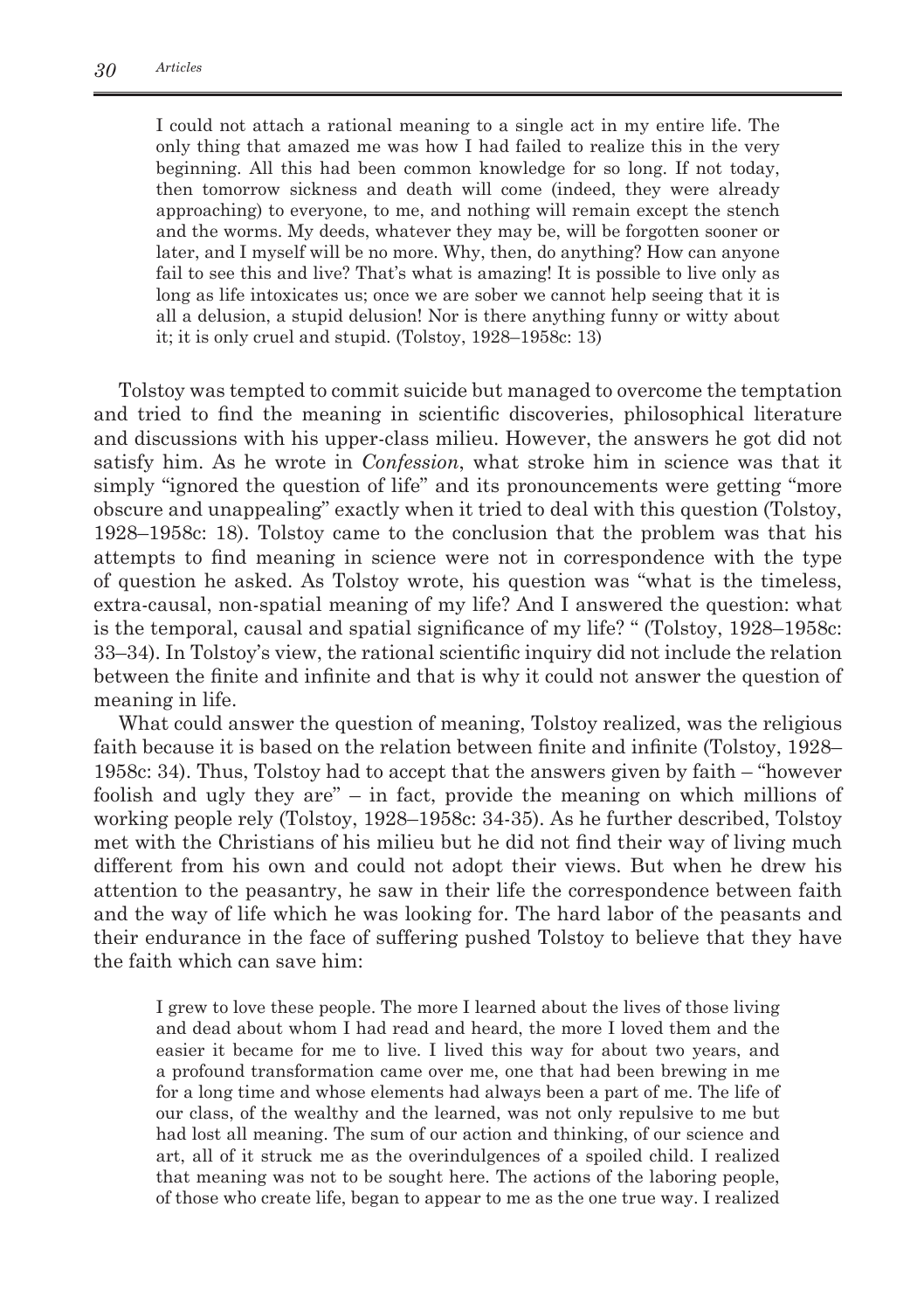> I could not attach a rational meaning to a single act in my entire life. The only thing that amazed me was how I had failed to realize this in the very beginning. All this had been common knowledge for so long. If not today, then tomorrow sickness and death will come (indeed, they were already approaching) to everyone, to me, and nothing will remain except the stench and the worms. My deeds, whatever they may be, will be forgotten sooner or later, and I myself will be no more. Why, then, do anything? How can anyone fail to see this and live? That's what is amazing! It is possible to live only as long as life intoxicates us; once we are sober we cannot help seeing that it is all a delusion, a stupid delusion! Nor is there anything funny or witty about it; it is only cruel and stupid. (Tolstoy, 1928–1958c: 13)

Tolstoy was tempted to commit suicide but managed to overcome the temptation and tried to find the meaning in scientific discoveries, philosophical literature and discussions with his upper-class milieu. However, the answers he got did not satisfy him. As he wrote in *Confession*, what stroke him in science was that it simply "ignored the question of life" and its pronouncements were getting "more obscure and unappealing" exactly when it tried to deal with this question (Tolstoy, 1928–1958c: 18). Tolstoy came to the conclusion that the problem was that his attempts to find meaning in science were not in correspondence with the type of question he asked. As Tolstoy wrote, his question was "what is the timeless, extra-causal, non-spatial meaning of my life? And I answered the question: what is the temporal, causal and spatial significance of my life? " (Tolstoy, 1928–1958c: 33–34). In Tolstoy's view, the rational scientific inquiry did not include the relation between the finite and infinite and that is why it could not answer the question of meaning in life.

What could answer the question of meaning, Tolstoy realized, was the religious faith because it is based on the relation between finite and infinite (Tolstoy, 1928–1958c: 34). Thus, Tolstoy had to accept that the answers given by faith – "however foolish and ugly they are" – in fact, provide the meaning on which millions of working people rely (Tolstoy, 1928–1958c: 34-35). As he further described, Tolstoy met with the Christians of his milieu but he did not find their way of living much different from his own and could not adopt their views. But when he drew his attention to the peasantry, he saw in their life the correspondence between faith and the way of life which he was looking for. The hard labor of the peasants and their endurance in the face of suffering pushed Tolstoy to believe that they have the faith which can save him:

> I grew to love these people. The more I learned about the lives of those living and dead about whom I had read and heard, the more I loved them and the easier it became for me to live. I lived this way for about two years, and a profound transformation came over me, one that had been brewing in me for a long time and whose elements had always been a part of me. The life of our class, of the wealthy and the learned, was not only repulsive to me but had lost all meaning. The sum of our action and thinking, of our science and art, all of it struck me as the overindulgences of a spoiled child. I realized that meaning was not to be sought here. The actions of the laboring people, of those who create life, began to appear to me as the one true way. I realized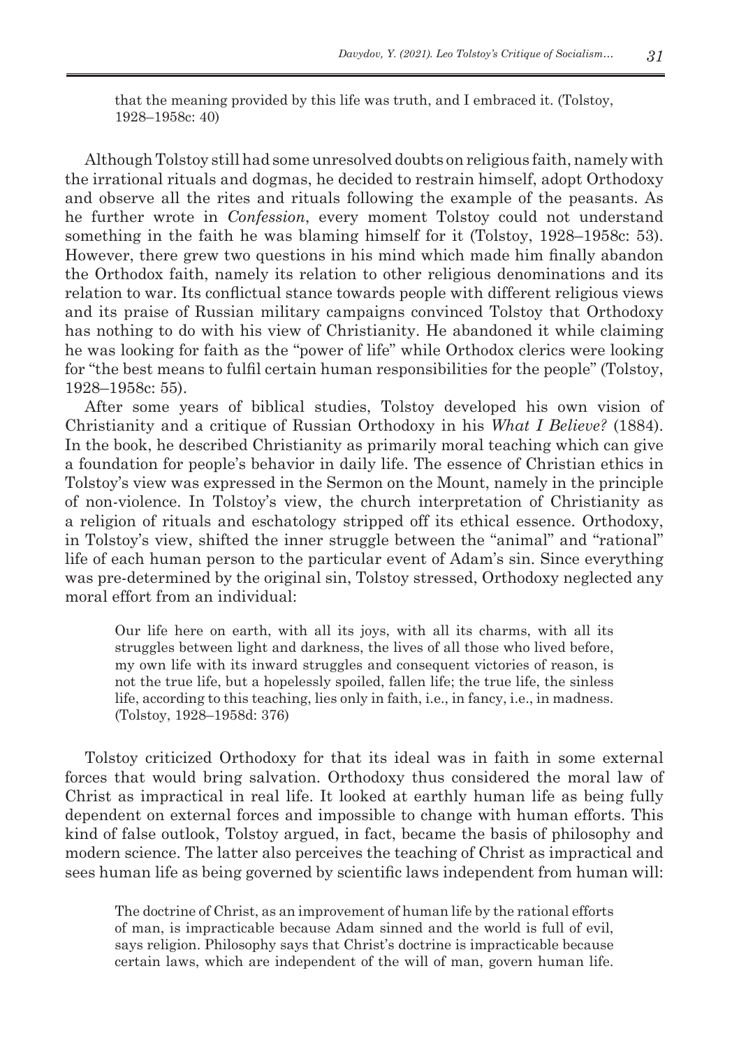> that the meaning provided by this life was truth, and I embraced it. (Tolstoy, 1928–1958c: 40)

Although Tolstoy still had some unresolved doubts on religious faith, namely with the irrational rituals and dogmas, he decided to restrain himself, adopt Orthodoxy and observe all the rites and rituals following the example of the peasants. As he further wrote in *Confession*, every moment Tolstoy could not understand something in the faith he was blaming himself for it (Tolstoy, 1928–1958c: 53). However, there grew two questions in his mind which made him finally abandon the Orthodox faith, namely its relation to other religious denominations and its relation to war. Its conflictual stance towards people with different religious views and its praise of Russian military campaigns convinced Tolstoy that Orthodoxy has nothing to do with his view of Christianity. He abandoned it while claiming he was looking for faith as the "power of life" while Orthodox clerics were looking for "the best means to fulfil certain human responsibilities for the people" (Tolstoy, 1928–1958c: 55).

After some years of biblical studies, Tolstoy developed his own vision of Christianity and a critique of Russian Orthodoxy in his *What I Believe?* (1884). In the book, he described Christianity as primarily moral teaching which can give a foundation for people's behavior in daily life. The essence of Christian ethics in Tolstoy's view was expressed in the Sermon on the Mount, namely in the principle of non-violence. In Tolstoy's view, the church interpretation of Christianity as a religion of rituals and eschatology stripped off its ethical essence. Orthodoxy, in Tolstoy's view, shifted the inner struggle between the "animal" and "rational" life of each human person to the particular event of Adam's sin. Since everything was pre-determined by the original sin, Tolstoy stressed, Orthodoxy neglected any moral effort from an individual:

> Our life here on earth, with all its joys, with all its charms, with all its struggles between light and darkness, the lives of all those who lived before, my own life with its inward struggles and consequent victories of reason, is not the true life, but a hopelessly spoiled, fallen life; the true life, the sinless life, according to this teaching, lies only in faith, i.e., in fancy, i.e., in madness. (Tolstoy, 1928–1958d: 376)

Tolstoy criticized Orthodoxy for that its ideal was in faith in some external forces that would bring salvation. Orthodoxy thus considered the moral law of Christ as impractical in real life. It looked at earthly human life as being fully dependent on external forces and impossible to change with human efforts. This kind of false outlook, Tolstoy argued, in fact, became the basis of philosophy and modern science. The latter also perceives the teaching of Christ as impractical and sees human life as being governed by scientific laws independent from human will:

> The doctrine of Christ, as an improvement of human life by the rational efforts of man, is impracticable because Adam sinned and the world is full of evil, says religion. Philosophy says that Christ's doctrine is impracticable because certain laws, which are independent of the will of man, govern human life.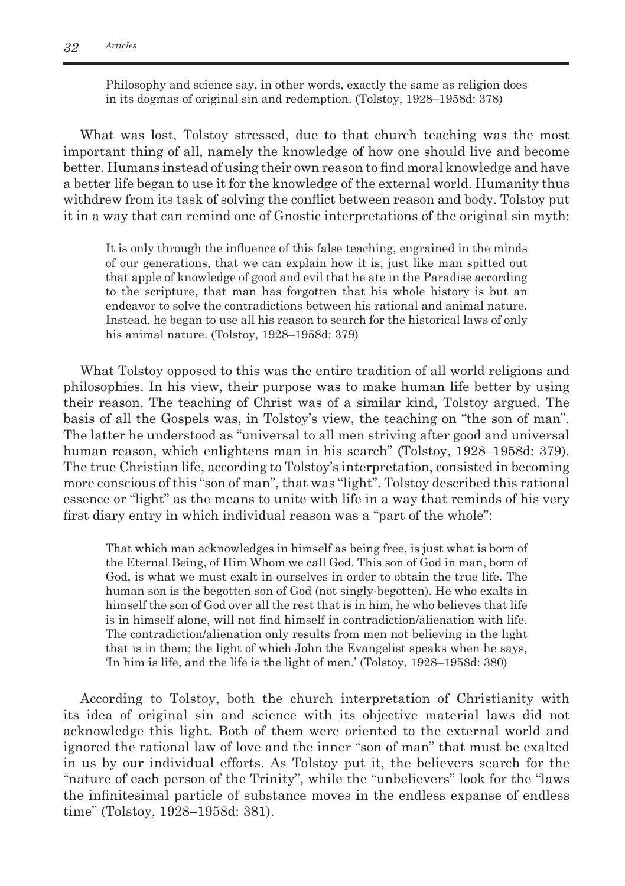> Philosophy and science say, in other words, exactly the same as religion does in its dogmas of original sin and redemption. (Tolstoy, 1928–1958d: 378)

What was lost, Tolstoy stressed, due to that church teaching was the most important thing of all, namely the knowledge of how one should live and become better. Humans instead of using their own reason to find moral knowledge and have a better life began to use it for the knowledge of the external world. Humanity thus withdrew from its task of solving the conflict between reason and body. Tolstoy put it in a way that can remind one of Gnostic interpretations of the original sin myth:

> It is only through the influence of this false teaching, engrained in the minds of our generations, that we can explain how it is, just like man spitted out that apple of knowledge of good and evil that he ate in the Paradise according to the scripture, that man has forgotten that his whole history is but an endeavor to solve the contradictions between his rational and animal nature. Instead, he began to use all his reason to search for the historical laws of only his animal nature. (Tolstoy, 1928–1958d: 379)

What Tolstoy opposed to this was the entire tradition of all world religions and philosophies. In his view, their purpose was to make human life better by using their reason. The teaching of Christ was of a similar kind, Tolstoy argued. The basis of all the Gospels was, in Tolstoy's view, the teaching on "the son of man". The latter he understood as "universal to all men striving after good and universal human reason, which enlightens man in his search" (Tolstoy, 1928–1958d: 379). The true Christian life, according to Tolstoy's interpretation, consisted in becoming more conscious of this "son of man", that was "light". Tolstoy described this rational essence or "light" as the means to unite with life in a way that reminds of his very first diary entry in which individual reason was a "part of the whole":

> That which man acknowledges in himself as being free, is just what is born of the Eternal Being, of Him Whom we call God. This son of God in man, born of God, is what we must exalt in ourselves in order to obtain the true life. The human son is the begotten son of God (not singly-begotten). He who exalts in himself the son of God over all the rest that is in him, he who believes that life is in himself alone, will not find himself in contradiction/alienation with life. The contradiction/alienation only results from men not believing in the light that is in them; the light of which John the Evangelist speaks when he says, 'In him is life, and the life is the light of men.' (Tolstoy, 1928–1958d: 380)

According to Tolstoy, both the church interpretation of Christianity with its idea of original sin and science with its objective material laws did not acknowledge this light. Both of them were oriented to the external world and ignored the rational law of love and the inner "son of man" that must be exalted in us by our individual efforts. As Tolstoy put it, the believers search for the "nature of each person of the Trinity", while the "unbelievers" look for the "laws the infinitesimal particle of substance moves in the endless expanse of endless time" (Tolstoy, 1928–1958d: 381).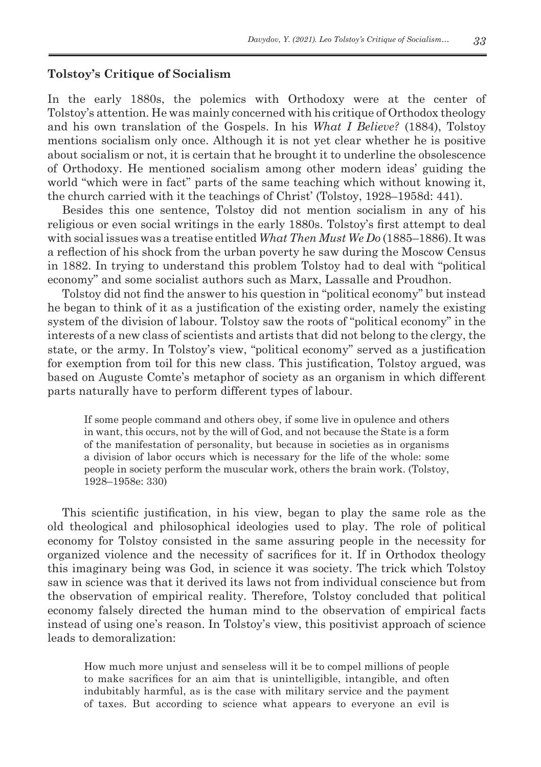### Tolstoy's Critique of Socialism

In the early 1880s, the polemics with Orthodoxy were at the center of Tolstoy's attention. He was mainly concerned with his critique of Orthodox theology and his own translation of the Gospels. In his *What I Believe?* (1884), Tolstoy mentions socialism only once. Although it is not yet clear whether he is positive about socialism or not, it is certain that he brought it to underline the obsolescence of Orthodoxy. He mentioned socialism among other modern ideas' guiding the world "which were in fact" parts of the same teaching which without knowing it, the church carried with it the teachings of Christ' (Tolstoy, 1928–1958d: 441).

Besides this one sentence, Tolstoy did not mention socialism in any of his religious or even social writings in the early 1880s. Tolstoy's first attempt to deal with social issues was a treatise entitled *What Then Must We Do* (1885–1886). It was a reflection of his shock from the urban poverty he saw during the Moscow Census in 1882. In trying to understand this problem Tolstoy had to deal with "political economy" and some socialist authors such as Marx, Lassalle and Proudhon.

Tolstoy did not find the answer to his question in "political economy" but instead he began to think of it as a justification of the existing order, namely the existing system of the division of labour. Tolstoy saw the roots of "political economy" in the interests of a new class of scientists and artists that did not belong to the clergy, the state, or the army. In Tolstoy's view, "political economy" served as a justification for exemption from toil for this new class. This justification, Tolstoy argued, was based on Auguste Comte's metaphor of society as an organism in which different parts naturally have to perform different types of labour.

> If some people command and others obey, if some live in opulence and others in want, this occurs, not by the will of God, and not because the State is a form of the manifestation of personality, but because in societies as in organisms a division of labor occurs which is necessary for the life of the whole: some people in society perform the muscular work, others the brain work. (Tolstoy, 1928–1958e: 330)

This scientific justification, in his view, began to play the same role as the old theological and philosophical ideologies used to play. The role of political economy for Tolstoy consisted in the same assuring people in the necessity for organized violence and the necessity of sacrifices for it. If in Orthodox theology this imaginary being was God, in science it was society. The trick which Tolstoy saw in science was that it derived its laws not from individual conscience but from the observation of empirical reality. Therefore, Tolstoy concluded that political economy falsely directed the human mind to the observation of empirical facts instead of using one's reason. In Tolstoy's view, this positivist approach of science leads to demoralization:

> How much more unjust and senseless will it be to compel millions of people to make sacrifices for an aim that is unintelligible, intangible, and often indubitably harmful, as is the case with military service and the payment of taxes. But according to science what appears to everyone an evil is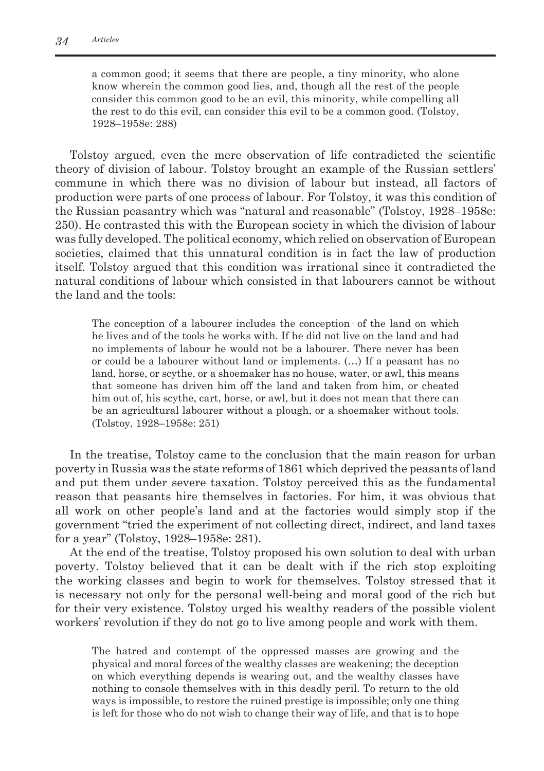> a common good; it seems that there are people, a tiny minority, who alone know wherein the common good lies, and, though all the rest of the people consider this common good to be an evil, this minority, while compelling all the rest to do this evil, can consider this evil to be a common good. (Tolstoy, 1928–1958e: 288)

Tolstoy argued, even the mere observation of life contradicted the scientific theory of division of labour. Tolstoy brought an example of the Russian settlers' commune in which there was no division of labour but instead, all factors of production were parts of one process of labour. For Tolstoy, it was this condition of the Russian peasantry which was "natural and reasonable" (Tolstoy, 1928–1958e: 250). He contrasted this with the European society in which the division of labour was fully developed. The political economy, which relied on observation of European societies, claimed that this unnatural condition is in fact the law of production itself. Tolstoy argued that this condition was irrational since it contradicted the natural conditions of labour which consisted in that labourers cannot be without the land and the tools:

> The conception of a labourer includes the conception of the land on which he lives and of the tools he works with. If he did not live on the land and had no implements of labour he would not be a labourer. There never has been or could be a labourer without land or implements. (…) If a peasant has no land, horse, or scythe, or a shoemaker has no house, water, or awl, this means that someone has driven him off the land and taken from him, or cheated him out of, his scythe, cart, horse, or awl, but it does not mean that there can be an agricultural labourer without a plough, or a shoemaker without tools. (Tolstoy, 1928–1958e: 251)

In the treatise, Tolstoy came to the conclusion that the main reason for urban poverty in Russia was the state reforms of 1861 which deprived the peasants of land and put them under severe taxation. Tolstoy perceived this as the fundamental reason that peasants hire themselves in factories. For him, it was obvious that all work on other people's land and at the factories would simply stop if the government "tried the experiment of not collecting direct, indirect, and land taxes for a year" (Tolstoy, 1928–1958e: 281).

At the end of the treatise, Tolstoy proposed his own solution to deal with urban poverty. Tolstoy believed that it can be dealt with if the rich stop exploiting the working classes and begin to work for themselves. Tolstoy stressed that it is necessary not only for the personal well-being and moral good of the rich but for their very existence. Tolstoy urged his wealthy readers of the possible violent workers' revolution if they do not go to live among people and work with them.

> The hatred and contempt of the oppressed masses are growing and the physical and moral forces of the wealthy classes are weakening; the deception on which everything depends is wearing out, and the wealthy classes have nothing to console themselves with in this deadly peril. To return to the old ways is impossible, to restore the ruined prestige is impossible; only one thing is left for those who do not wish to change their way of life, and that is to hope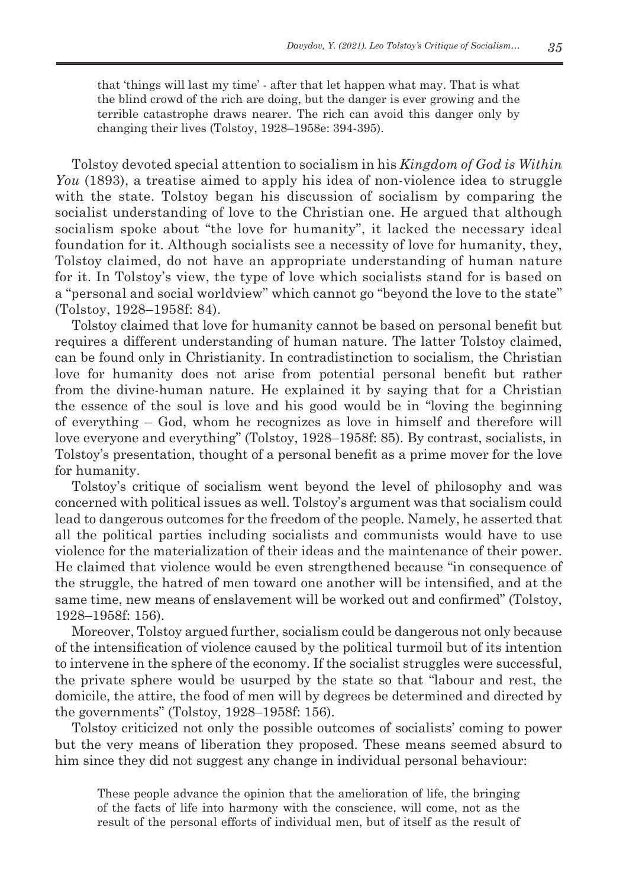> that 'things will last my time' - after that let happen what may. That is what the blind crowd of the rich are doing, but the danger is ever growing and the terrible catastrophe draws nearer. The rich can avoid this danger only by changing their lives (Tolstoy, 1928–1958e: 394-395).

Tolstoy devoted special attention to socialism in his *Kingdom of God is Within You* (1893), a treatise aimed to apply his idea of non-violence idea to struggle with the state. Tolstoy began his discussion of socialism by comparing the socialist understanding of love to the Christian one. He argued that although socialism spoke about "the love for humanity", it lacked the necessary ideal foundation for it. Although socialists see a necessity of love for humanity, they, Tolstoy claimed, do not have an appropriate understanding of human nature for it. In Tolstoy's view, the type of love which socialists stand for is based on a "personal and social worldview" which cannot go "beyond the love to the state" (Tolstoy, 1928–1958f: 84).

Tolstoy claimed that love for humanity cannot be based on personal benefit but requires a different understanding of human nature. The latter Tolstoy claimed, can be found only in Christianity. In contradistinction to socialism, the Christian love for humanity does not arise from potential personal benefit but rather from the divine-human nature. He explained it by saying that for a Christian the essence of the soul is love and his good would be in "loving the beginning of everything – God, whom he recognizes as love in himself and therefore will love everyone and everything" (Tolstoy, 1928–1958f: 85). By contrast, socialists, in Tolstoy's presentation, thought of a personal benefit as a prime mover for the love for humanity.

Tolstoy's critique of socialism went beyond the level of philosophy and was concerned with political issues as well. Tolstoy's argument was that socialism could lead to dangerous outcomes for the freedom of the people. Namely, he asserted that all the political parties including socialists and communists would have to use violence for the materialization of their ideas and the maintenance of their power. He claimed that violence would be even strengthened because "in consequence of the struggle, the hatred of men toward one another will be intensified, and at the same time, new means of enslavement will be worked out and confirmed" (Tolstoy, 1928–1958f: 156).

Moreover, Tolstoy argued further, socialism could be dangerous not only because of the intensification of violence caused by the political turmoil but of its intention to intervene in the sphere of the economy. If the socialist struggles were successful, the private sphere would be usurped by the state so that "labour and rest, the domicile, the attire, the food of men will by degrees be determined and directed by the governments" (Tolstoy, 1928–1958f: 156).

Tolstoy criticized not only the possible outcomes of socialists' coming to power but the very means of liberation they proposed. These means seemed absurd to him since they did not suggest any change in individual personal behaviour:

> These people advance the opinion that the amelioration of life, the bringing of the facts of life into harmony with the conscience, will come, not as the result of the personal efforts of individual men, but of itself as the result of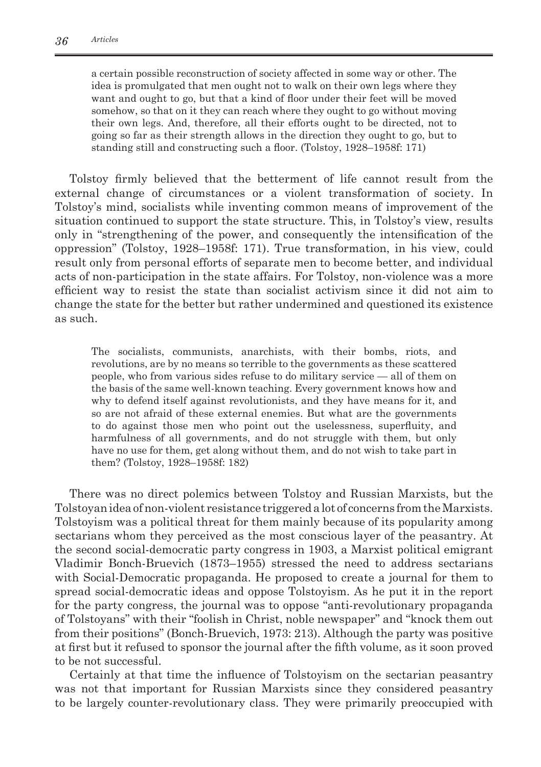> a certain possible reconstruction of society affected in some way or other. The idea is promulgated that men ought not to walk on their own legs where they want and ought to go, but that a kind of floor under their feet will be moved somehow, so that on it they can reach where they ought to go without moving their own legs. And, therefore, all their efforts ought to be directed, not to going so far as their strength allows in the direction they ought to go, but to standing still and constructing such a floor. (Tolstoy, 1928–1958f: 171)

Tolstoy firmly believed that the betterment of life cannot result from the external change of circumstances or a violent transformation of society. In Tolstoy's mind, socialists while inventing common means of improvement of the situation continued to support the state structure. This, in Tolstoy's view, results only in "strengthening of the power, and consequently the intensification of the oppression" (Tolstoy, 1928–1958f: 171). True transformation, in his view, could result only from personal efforts of separate men to become better, and individual acts of non-participation in the state affairs. For Tolstoy, non-violence was a more efficient way to resist the state than socialist activism since it did not aim to change the state for the better but rather undermined and questioned its existence as such.

> The socialists, communists, anarchists, with their bombs, riots, and revolutions, are by no means so terrible to the governments as these scattered people, who from various sides refuse to do military service — all of them on the basis of the same well-known teaching. Every government knows how and why to defend itself against revolutionists, and they have means for it, and so are not afraid of these external enemies. But what are the governments to do against those men who point out the uselessness, superfluity, and harmfulness of all governments, and do not struggle with them, but only have no use for them, get along without them, and do not wish to take part in them? (Tolstoy, 1928–1958f: 182)

There was no direct polemics between Tolstoy and Russian Marxists, but the Tolstoyan idea of non-violent resistance triggered a lot of concerns from the Marxists. Tolstoyism was a political threat for them mainly because of its popularity among sectarians whom they perceived as the most conscious layer of the peasantry. At the second social-democratic party congress in 1903, a Marxist political emigrant Vladimir Bonch-Bruevich (1873–1955) stressed the need to address sectarians with Social-Democratic propaganda. He proposed to create a journal for them to spread social-democratic ideas and oppose Tolstoyism. As he put it in the report for the party congress, the journal was to oppose "anti-revolutionary propaganda of Tolstoyans" with their "foolish in Christ, noble newspaper" and "knock them out from their positions" (Bonch-Bruevich, 1973: 213). Although the party was positive at first but it refused to sponsor the journal after the fifth volume, as it soon proved to be not successful.

Certainly at that time the influence of Tolstoyism on the sectarian peasantry was not that important for Russian Marxists since they considered peasantry to be largely counter-revolutionary class. They were primarily preoccupied with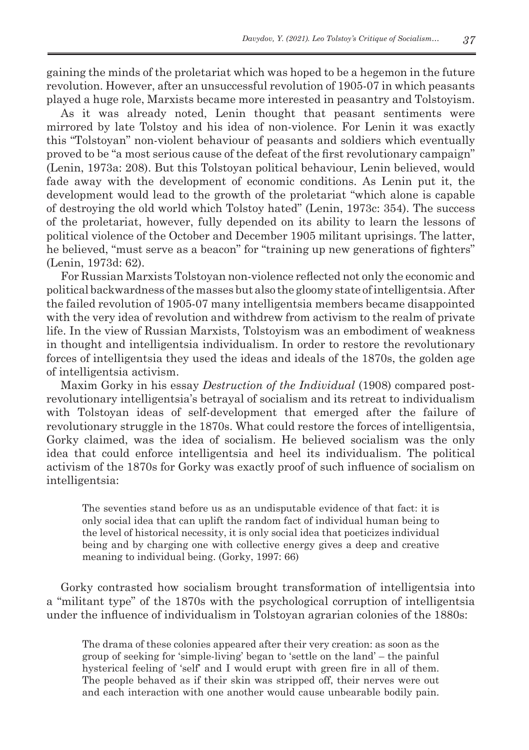gaining the minds of the proletariat which was hoped to be a hegemon in the future revolution. However, after an unsuccessful revolution of 1905-07 in which peasants played a huge role, Marxists became more interested in peasantry and Tolstoyism.

As it was already noted, Lenin thought that peasant sentiments were mirrored by late Tolstoy and his idea of non-violence. For Lenin it was exactly this "Tolstoyan" non-violent behaviour of peasants and soldiers which eventually proved to be "a most serious cause of the defeat of the first revolutionary campaign" (Lenin, 1973a: 208). But this Tolstoyan political behaviour, Lenin believed, would fade away with the development of economic conditions. As Lenin put it, the development would lead to the growth of the proletariat "which alone is capable of destroying the old world which Tolstoy hated" (Lenin, 1973c: 354). The success of the proletariat, however, fully depended on its ability to learn the lessons of political violence of the October and December 1905 militant uprisings. The latter, he believed, "must serve as a beacon" for "training up new generations of fighters" (Lenin, 1973d: 62).

For Russian Marxists Tolstoyan non-violence reflected not only the economic and political backwardness of the masses but also the gloomy state of intelligentsia. After the failed revolution of 1905-07 many intelligentsia members became disappointed with the very idea of revolution and withdrew from activism to the realm of private life. In the view of Russian Marxists, Tolstoyism was an embodiment of weakness in thought and intelligentsia individualism. In order to restore the revolutionary forces of intelligentsia they used the ideas and ideals of the 1870s, the golden age of intelligentsia activism.

Maxim Gorky in his essay *Destruction of the Individual* (1908) compared post-revolutionary intelligentsia's betrayal of socialism and its retreat to individualism with Tolstoyan ideas of self-development that emerged after the failure of revolutionary struggle in the 1870s. What could restore the forces of intelligentsia, Gorky claimed, was the idea of socialism. He believed socialism was the only idea that could enforce intelligentsia and heel its individualism. The political activism of the 1870s for Gorky was exactly proof of such influence of socialism on intelligentsia:

> The seventies stand before us as an undisputable evidence of that fact: it is only social idea that can uplift the random fact of individual human being to the level of historical necessity, it is only social idea that poeticizes individual being and by charging one with collective energy gives a deep and creative meaning to individual being. (Gorky, 1997: 66)

Gorky contrasted how socialism brought transformation of intelligentsia into a "militant type" of the 1870s with the psychological corruption of intelligentsia under the influence of individualism in Tolstoyan agrarian colonies of the 1880s:

> The drama of these colonies appeared after their very creation: as soon as the group of seeking for 'simple-living' began to 'settle on the land' – the painful hysterical feeling of 'self' and I would erupt with green fire in all of them. The people behaved as if their skin was stripped off, their nerves were out and each interaction with one another would cause unbearable bodily pain.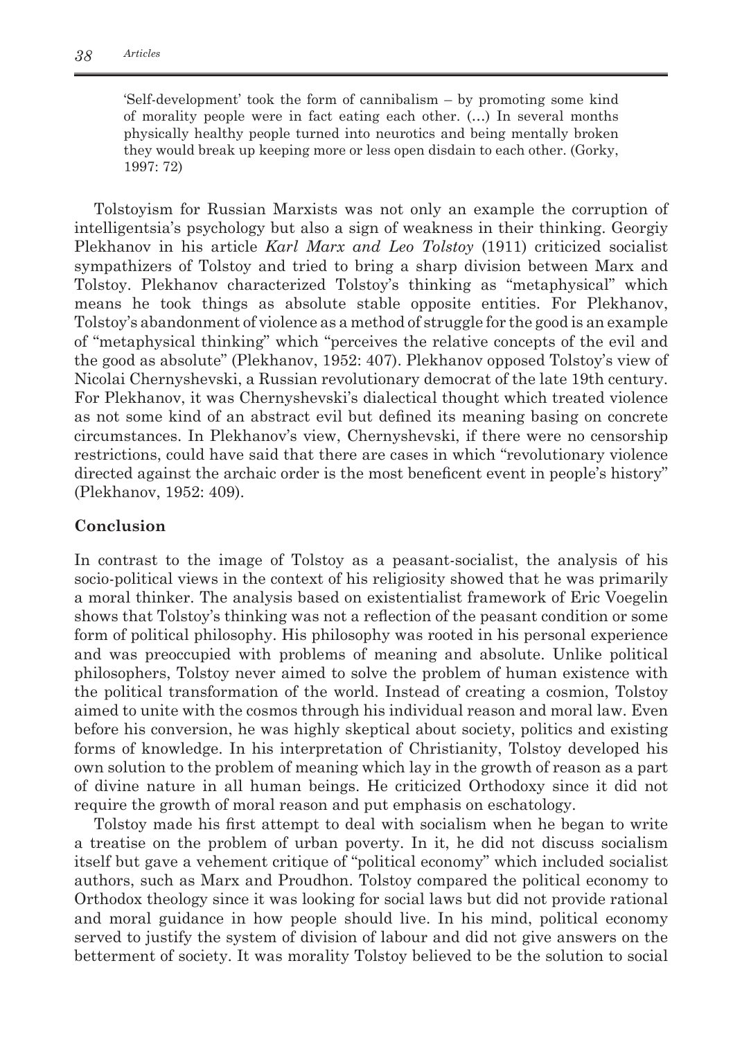> 'Self-development' took the form of cannibalism – by promoting some kind of morality people were in fact eating each other. (…) In several months physically healthy people turned into neurotics and being mentally broken they would break up keeping more or less open disdain to each other. (Gorky, 1997: 72)

Tolstoyism for Russian Marxists was not only an example the corruption of intelligentsia's psychology but also a sign of weakness in their thinking. Georgiy Plekhanov in his article *Karl Marx and Leo Tolstoy* (1911) criticized socialist sympathizers of Tolstoy and tried to bring a sharp division between Marx and Tolstoy. Plekhanov characterized Tolstoy's thinking as "metaphysical" which means he took things as absolute stable opposite entities. For Plekhanov, Tolstoy's abandonment of violence as a method of struggle for the good is an example of "metaphysical thinking" which "perceives the relative concepts of the evil and the good as absolute" (Plekhanov, 1952: 407). Plekhanov opposed Tolstoy's view of Nicolai Chernyshevski, a Russian revolutionary democrat of the late 19th century. For Plekhanov, it was Chernyshevski's dialectical thought which treated violence as not some kind of an abstract evil but defined its meaning basing on concrete circumstances. In Plekhanov's view, Chernyshevski, if there were no censorship restrictions, could have said that there are cases in which "revolutionary violence directed against the archaic order is the most beneficent event in people's history" (Plekhanov, 1952: 409).

## Conclusion

In contrast to the image of Tolstoy as a peasant-socialist, the analysis of his socio-political views in the context of his religiosity showed that he was primarily a moral thinker. The analysis based on existentialist framework of Eric Voegelin shows that Tolstoy's thinking was not a reflection of the peasant condition or some form of political philosophy. His philosophy was rooted in his personal experience and was preoccupied with problems of meaning and absolute. Unlike political philosophers, Tolstoy never aimed to solve the problem of human existence with the political transformation of the world. Instead of creating a cosmion, Tolstoy aimed to unite with the cosmos through his individual reason and moral law. Even before his conversion, he was highly skeptical about society, politics and existing forms of knowledge. In his interpretation of Christianity, Tolstoy developed his own solution to the problem of meaning which lay in the growth of reason as a part of divine nature in all human beings. He criticized Orthodoxy since it did not require the growth of moral reason and put emphasis on eschatology.

Tolstoy made his first attempt to deal with socialism when he began to write a treatise on the problem of urban poverty. In it, he did not discuss socialism itself but gave a vehement critique of "political economy" which included socialist authors, such as Marx and Proudhon. Tolstoy compared the political economy to Orthodox theology since it was looking for social laws but did not provide rational and moral guidance in how people should live. In his mind, political economy served to justify the system of division of labour and did not give answers on the betterment of society. It was morality Tolstoy believed to be the solution to social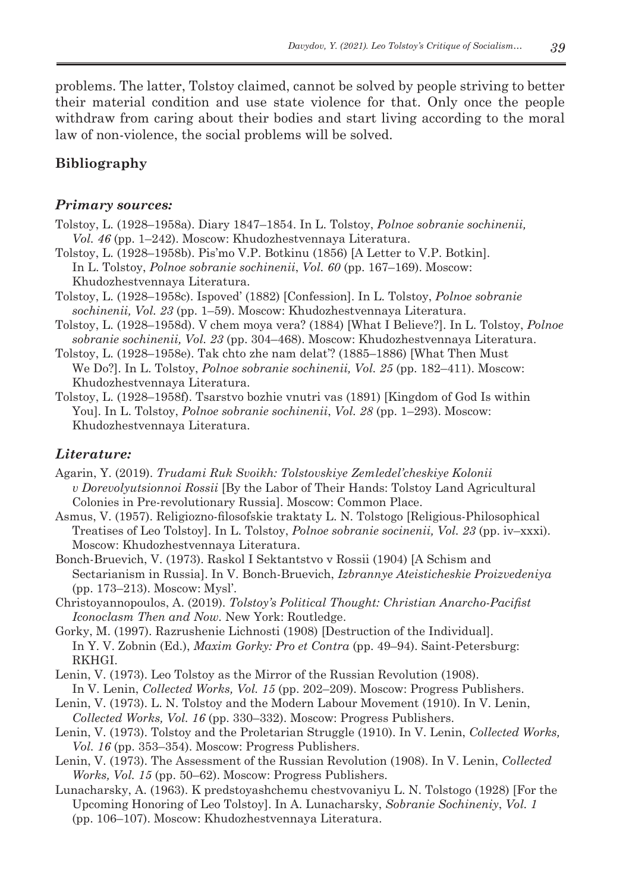problems. The latter, Tolstoy claimed, cannot be solved by people striving to better their material condition and use state violence for that. Only once the people withdraw from caring about their bodies and start living according to the moral law of non-violence, the social problems will be solved.

## Bibliography

### *Primary sources:*

Tolstoy, L. (1928–1958a). Diary 1847–1854. In L. Tolstoy, *Polnoe sobranie sochinenii, Vol. 46* (pp. 1–242). Moscow: Khudozhestvennaya Literatura.

Tolstoy, L. (1928–1958b). Pis'mo V.P. Botkinu (1856) [A Letter to V.P. Botkin]. In L. Tolstoy, *Polnoe sobranie sochinenii*, *Vol. 60* (pp. 167–169). Moscow: Khudozhestvennaya Literatura.

Tolstoy, L. (1928–1958c). Ispoved' (1882) [Confession]. In L. Tolstoy, *Polnoe sobranie sochinenii, Vol. 23* (pp. 1–59). Moscow: Khudozhestvennaya Literatura.

Tolstoy, L. (1928–1958d). V chem moya vera? (1884) [What I Believe?]. In L. Tolstoy, *Polnoe sobranie sochinenii, Vol. 23* (pp. 304–468). Moscow: Khudozhestvennaya Literatura.

Tolstoy, L. (1928–1958e). Tak chto zhe nam delat'? (1885–1886) [What Then Must We Do?]. In L. Tolstoy, *Polnoe sobranie sochinenii, Vol. 25* (pp. 182–411). Moscow: Khudozhestvennaya Literatura.

Tolstoy, L. (1928–1958f). Tsarstvo bozhie vnutri vas (1891) [Kingdom of God Is within You]. In L. Tolstoy, *Polnoe sobranie sochinenii*, *Vol. 28* (pp. 1–293). Moscow: Khudozhestvennaya Literatura.

### *Literature:*

Agarin, Y. (2019). *Trudami Ruk Svoikh: Tolstovskiye Zemledel'cheskiye Kolonii v Dorevolyutsionnoi Rossii* [By the Labor of Their Hands: Tolstoy Land Agricultural Colonies in Pre-revolutionary Russia]. Moscow: Common Place.

Asmus, V. (1957). Religiozno-filosofskie traktaty L. N. Tolstogo [Religious-Philosophical Treatises of Leo Tolstoy]. In L. Tolstoy, *Polnoe sobranie socinenii, Vol. 23* (pp. iv–xxxi). Moscow: Khudozhestvennaya Literatura.

Bonch-Bruevich, V. (1973). Raskol I Sektantstvo v Rossii (1904) [A Schism and Sectarianism in Russia]. In V. Bonch-Bruevich, *Izbrannye Ateisticheskie Proizvedeniya* (pp. 173–213). Moscow: Mysl'.

Christoyannopoulos, A. (2019). *Tolstoy's Political Thought: Christian Anarcho-Pacifist Iconoclasm Then and Now*. New York: Routledge.

Gorky, M. (1997). Razrushenie Lichnosti (1908) [Destruction of the Individual]. In Y. V. Zobnin (Ed.), *Maxim Gorky: Pro et Contra* (pp. 49–94). Saint-Petersburg: RKHGI.

Lenin, V. (1973). Leo Tolstoy as the Mirror of the Russian Revolution (1908). In V. Lenin, *Collected Works, Vol. 15* (pp. 202–209). Moscow: Progress Publishers.

Lenin, V. (1973). L. N. Tolstoy and the Modern Labour Movement (1910). In V. Lenin, *Collected Works, Vol. 16* (pp. 330–332). Moscow: Progress Publishers.

Lenin, V. (1973). Tolstoy and the Proletarian Struggle (1910). In V. Lenin, *Collected Works, Vol. 16* (pp. 353–354). Moscow: Progress Publishers.

Lenin, V. (1973). The Assessment of the Russian Revolution (1908). In V. Lenin, *Collected Works, Vol. 15* (pp. 50–62). Moscow: Progress Publishers.

Lunacharsky, A. (1963). K predstoyashchemu chestvovaniyu L. N. Tolstogo (1928) [For the Upcoming Honoring of Leo Tolstoy]. In A. Lunacharsky, *Sobranie Sochineniy*, *Vol. 1* (pp. 106–107). Moscow: Khudozhestvennaya Literatura.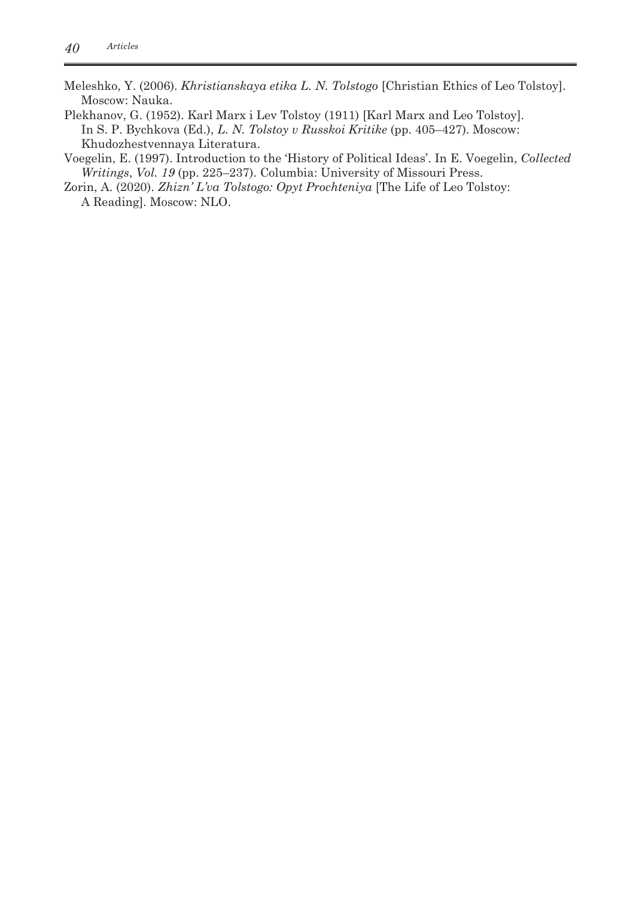Meleshko, Y. (2006). *Khristianskaya etika L. N. Tolstogo* [Christian Ethics of Leo Tolstoy]. Moscow: Nauka.

Plekhanov, G. (1952). Karl Marx i Lev Tolstoy (1911) [Karl Marx and Leo Tolstoy]. In S. P. Bychkova (Ed.), *L. N. Tolstoy v Russkoi Kritike* (pp. 405–427). Moscow: Khudozhestvennaya Literatura.

Voegelin, E. (1997). Introduction to the 'History of Political Ideas'. In E. Voegelin, *Collected Writings*, *Vol. 19* (pp. 225–237). Columbia: University of Missouri Press.

Zorin, A. (2020). *Zhizn' L'va Tolstogo: Opyt Prochteniya* [The Life of Leo Tolstoy: A Reading]. Moscow: NLO.